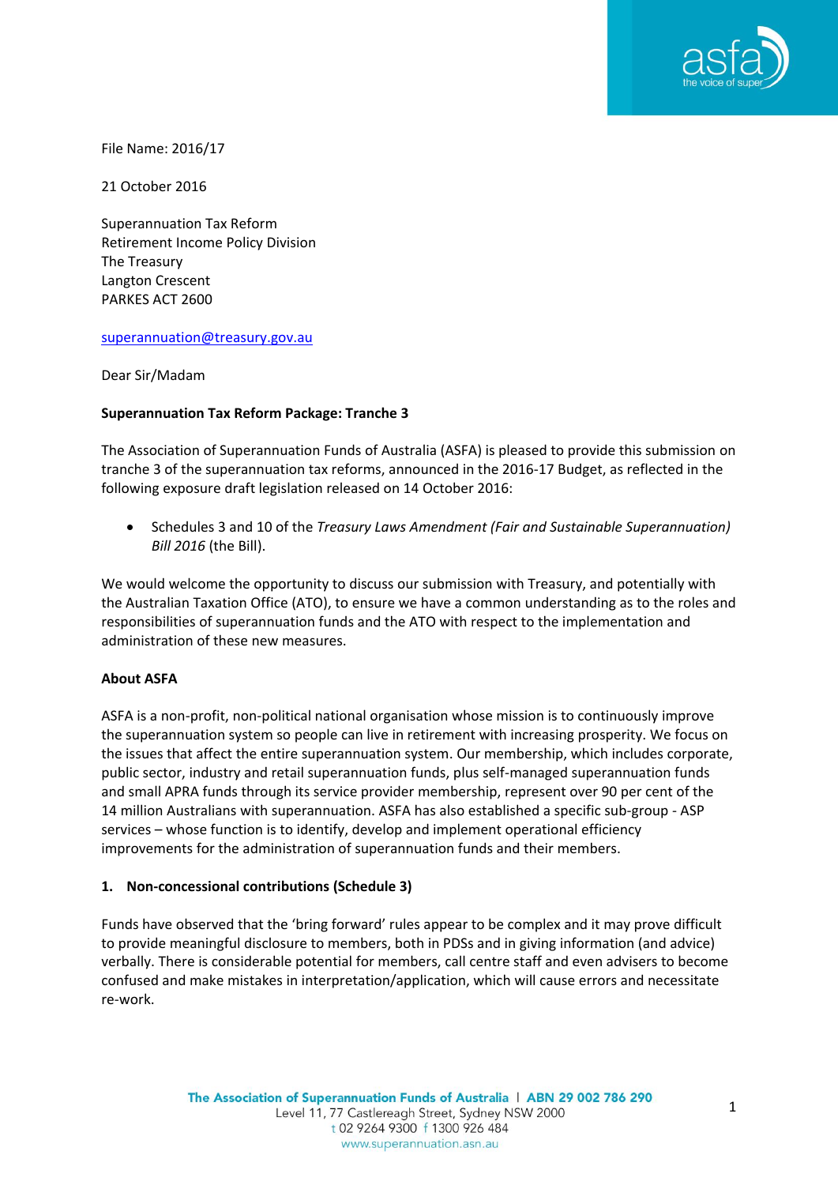File Name: 2016/17

21 October 2016

Superannuation Tax Reform
Retirement Income Policy Division
The Treasury
Langton Crescent
PARKES ACT 2600

superannuation@treasury.gov.au

Dear Sir/Madam

**Superannuation Tax Reform Package: Tranche 3**

The Association of Superannuation Funds of Australia (ASFA) is pleased to provide this submission on tranche 3 of the superannuation tax reforms, announced in the 2016-17 Budget, as reflected in the following exposure draft legislation released on 14 October 2016:

- Schedules 3 and 10 of the *Treasury Laws Amendment (Fair and Sustainable Superannuation) Bill 2016* (the Bill).

We would welcome the opportunity to discuss our submission with Treasury, and potentially with the Australian Taxation Office (ATO), to ensure we have a common understanding as to the roles and responsibilities of superannuation funds and the ATO with respect to the implementation and administration of these new measures.

**About ASFA**

ASFA is a non-profit, non-political national organisation whose mission is to continuously improve the superannuation system so people can live in retirement with increasing prosperity. We focus on the issues that affect the entire superannuation system. Our membership, which includes corporate, public sector, industry and retail superannuation funds, plus self-managed superannuation funds and small APRA funds through its service provider membership, represent over 90 per cent of the 14 million Australians with superannuation. ASFA has also established a specific sub-group - ASP services – whose function is to identify, develop and implement operational efficiency improvements for the administration of superannuation funds and their members.

**1. Non-concessional contributions (Schedule 3)**

Funds have observed that the 'bring forward' rules appear to be complex and it may prove difficult to provide meaningful disclosure to members, both in PDSs and in giving information (and advice) verbally. There is considerable potential for members, call centre staff and even advisers to become confused and make mistakes in interpretation/application, which will cause errors and necessitate re-work.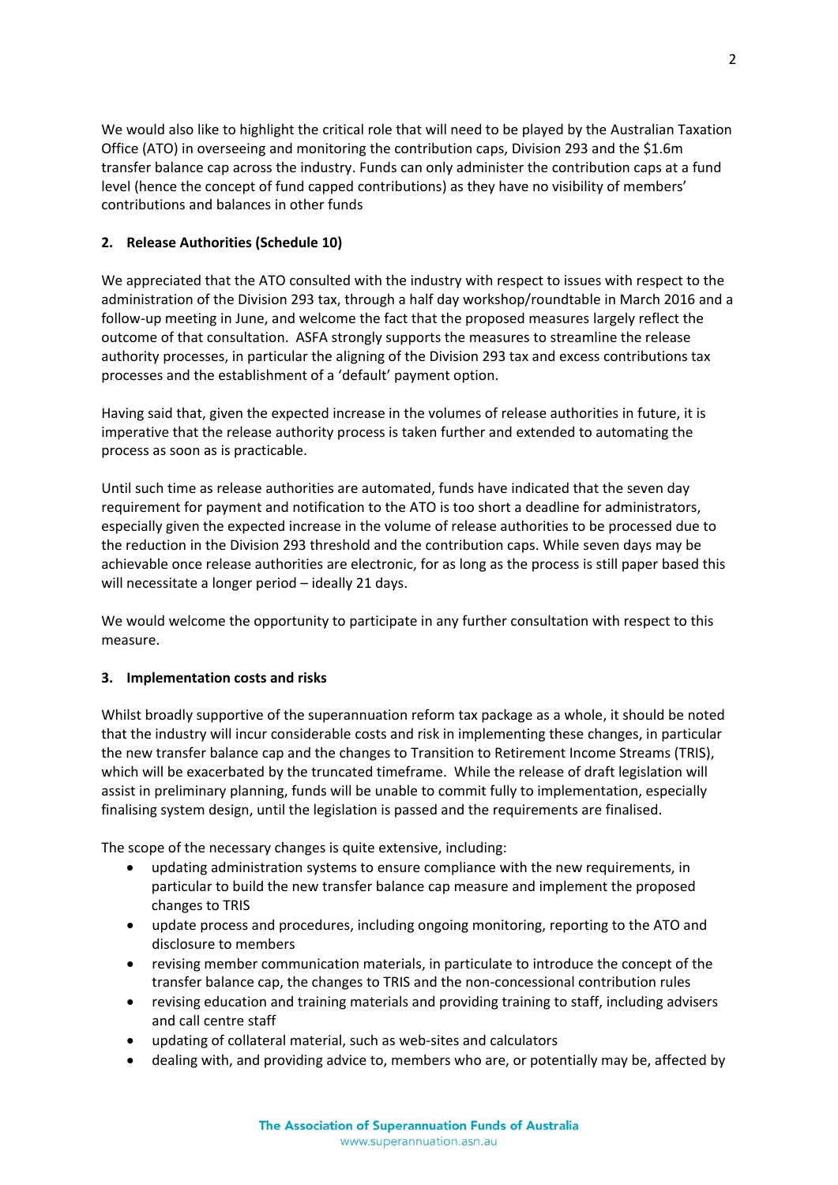We would also like to highlight the critical role that will need to be played by the Australian Taxation Office (ATO) in overseeing and monitoring the contribution caps, Division 293 and the $1.6m transfer balance cap across the industry. Funds can only administer the contribution caps at a fund level (hence the concept of fund capped contributions) as they have no visibility of members' contributions and balances in other funds

**2. Release Authorities (Schedule 10)**

We appreciated that the ATO consulted with the industry with respect to issues with respect to the administration of the Division 293 tax, through a half day workshop/roundtable in March 2016 and a follow-up meeting in June, and welcome the fact that the proposed measures largely reflect the outcome of that consultation. ASFA strongly supports the measures to streamline the release authority processes, in particular the aligning of the Division 293 tax and excess contributions tax processes and the establishment of a 'default' payment option.

Having said that, given the expected increase in the volumes of release authorities in future, it is imperative that the release authority process is taken further and extended to automating the process as soon as is practicable.

Until such time as release authorities are automated, funds have indicated that the seven day requirement for payment and notification to the ATO is too short a deadline for administrators, especially given the expected increase in the volume of release authorities to be processed due to the reduction in the Division 293 threshold and the contribution caps. While seven days may be achievable once release authorities are electronic, for as long as the process is still paper based this will necessitate a longer period – ideally 21 days.

We would welcome the opportunity to participate in any further consultation with respect to this measure.

**3. Implementation costs and risks**

Whilst broadly supportive of the superannuation reform tax package as a whole, it should be noted that the industry will incur considerable costs and risk in implementing these changes, in particular the new transfer balance cap and the changes to Transition to Retirement Income Streams (TRIS), which will be exacerbated by the truncated timeframe. While the release of draft legislation will assist in preliminary planning, funds will be unable to commit fully to implementation, especially finalising system design, until the legislation is passed and the requirements are finalised.

The scope of the necessary changes is quite extensive, including:

- updating administration systems to ensure compliance with the new requirements, in particular to build the new transfer balance cap measure and implement the proposed changes to TRIS
- update process and procedures, including ongoing monitoring, reporting to the ATO and disclosure to members
- revising member communication materials, in particulate to introduce the concept of the transfer balance cap, the changes to TRIS and the non-concessional contribution rules
- revising education and training materials and providing training to staff, including advisers and call centre staff
- updating of collateral material, such as web-sites and calculators
- dealing with, and providing advice to, members who are, or potentially may be, affected by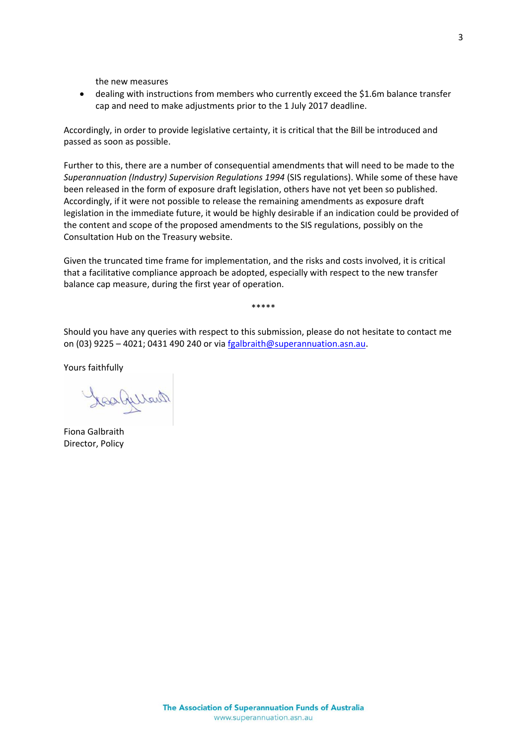the new measures

- dealing with instructions from members who currently exceed the $1.6m balance transfer cap and need to make adjustments prior to the 1 July 2017 deadline.

Accordingly, in order to provide legislative certainty, it is critical that the Bill be introduced and passed as soon as possible.

Further to this, there are a number of consequential amendments that will need to be made to the *Superannuation (Industry) Supervision Regulations 1994* (SIS regulations). While some of these have been released in the form of exposure draft legislation, others have not yet been so published. Accordingly, if it were not possible to release the remaining amendments as exposure draft legislation in the immediate future, it would be highly desirable if an indication could be provided of the content and scope of the proposed amendments to the SIS regulations, possibly on the Consultation Hub on the Treasury website.

Given the truncated time frame for implementation, and the risks and costs involved, it is critical that a facilitative compliance approach be adopted, especially with respect to the new transfer balance cap measure, during the first year of operation.

*****

Should you have any queries with respect to this submission, please do not hesitate to contact me on (03) 9225 – 4021; 0431 490 240 or via fgalbraith@superannuation.asn.au.

Yours faithfully

Fiona Galbraith
Director, Policy